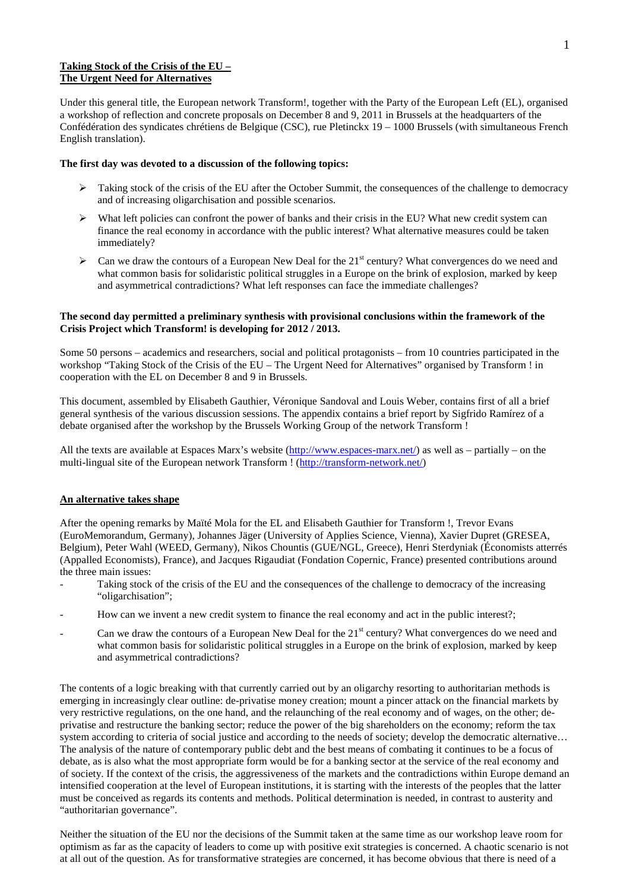**<u>Taking Stock of the Crisis of the EU – The Urgent Need for Alternatives</u>**

Under this general title, the European network Transform!, together with the Party of the European Left (EL), organised a workshop of reflection and concrete proposals on December 8 and 9, 2011 in Brussels at the headquarters of the Confédération des syndicates chrétiens de Belgique (CSC), rue Pletinckx 19 – 1000 Brussels (with simultaneous French English translation).

**The first day was devoted to a discussion of the following topics:**

- Taking stock of the crisis of the EU after the October Summit, the consequences of the challenge to democracy and of increasing oligarchisation and possible scenarios.
- What left policies can confront the power of banks and their crisis in the EU? What new credit system can finance the real economy in accordance with the public interest? What alternative measures could be taken immediately?
- Can we draw the contours of a European New Deal for the 21st century? What convergences do we need and what common basis for solidaristic political struggles in a Europe on the brink of explosion, marked by keep and asymmetrical contradictions? What left responses can face the immediate challenges?

**The second day permitted a preliminary synthesis with provisional conclusions within the framework of the Crisis Project which Transform! is developing for 2012 / 2013.**

Some 50 persons – academics and researchers, social and political protagonists – from 10 countries participated in the workshop "Taking Stock of the Crisis of the EU – The Urgent Need for Alternatives" organised by Transform ! in cooperation with the EL on December 8 and 9 in Brussels.

This document, assembled by Elisabeth Gauthier, Véronique Sandoval and Louis Weber, contains first of all a brief general synthesis of the various discussion sessions. The appendix contains a brief report by Sigfrido Ramírez of a debate organised after the workshop by the Brussels Working Group of the network Transform !

All the texts are available at Espaces Marx's website (http://www.espaces-marx.net/) as well as – partially – on the multi-lingual site of the European network Transform ! (http://transform-network.net/)

**<u>An alternative takes shape</u>**

After the opening remarks by Maïté Mola for the EL and Elisabeth Gauthier for Transform !, Trevor Evans (EuroMemorandum, Germany), Johannes Jäger (University of Applies Science, Vienna), Xavier Dupret (GRESEA, Belgium), Peter Wahl (WEED, Germany), Nikos Chountis (GUE/NGL, Greece), Henri Sterdyniak (Économists atterrés (Appalled Economists), France), and Jacques Rigaudiat (Fondation Copernic, France) presented contributions around the three main issues:

- Taking stock of the crisis of the EU and the consequences of the challenge to democracy of the increasing "oligarchisation";
- How can we invent a new credit system to finance the real economy and act in the public interest?;
- Can we draw the contours of a European New Deal for the 21st century? What convergences do we need and what common basis for solidaristic political struggles in a Europe on the brink of explosion, marked by keep and asymmetrical contradictions?

The contents of a logic breaking with that currently carried out by an oligarchy resorting to authoritarian methods is emerging in increasingly clear outline: de-privatise money creation; mount a pincer attack on the financial markets by very restrictive regulations, on the one hand, and the relaunching of the real economy and of wages, on the other; de-privatise and restructure the banking sector; reduce the power of the big shareholders on the economy; reform the tax system according to criteria of social justice and according to the needs of society; develop the democratic alternative… The analysis of the nature of contemporary public debt and the best means of combating it continues to be a focus of debate, as is also what the most appropriate form would be for a banking sector at the service of the real economy and of society. If the context of the crisis, the aggressiveness of the markets and the contradictions within Europe demand an intensified cooperation at the level of European institutions, it is starting with the interests of the peoples that the latter must be conceived as regards its contents and methods. Political determination is needed, in contrast to austerity and "authoritarian governance".

Neither the situation of the EU nor the decisions of the Summit taken at the same time as our workshop leave room for optimism as far as the capacity of leaders to come up with positive exit strategies is concerned. A chaotic scenario is not at all out of the question. As for transformative strategies are concerned, it has become obvious that there is need of a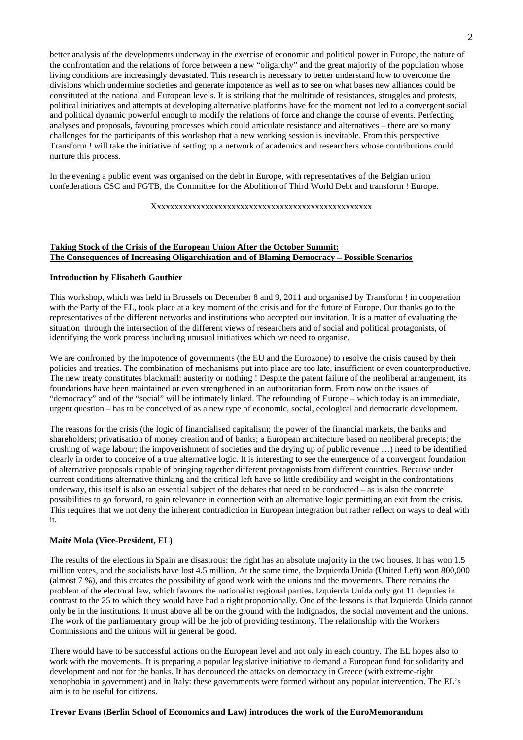better analysis of the developments underway in the exercise of economic and political power in Europe, the nature of the confrontation and the relations of force between a new "oligarchy" and the great majority of the population whose living conditions are increasingly devastated. This research is necessary to better understand how to overcome the divisions which undermine societies and generate impotence as well as to see on what bases new alliances could be constituted at the national and European levels. It is striking that the multitude of resistances, struggles and protests, political initiatives and attempts at developing alternative platforms have for the moment not led to a convergent social and political dynamic powerful enough to modify the relations of force and change the course of events. Perfecting analyses and proposals, favouring processes which could articulate resistance and alternatives – there are so many challenges for the participants of this workshop that a new working session is inevitable. From this perspective Transform ! will take the initiative of setting up a network of academics and researchers whose contributions could nurture this process.

In the evening a public event was organised on the debt in Europe, with representatives of the Belgian union confederations CSC and FGTB, the Committee for the Abolition of Third World Debt and transform ! Europe.

Xxxxxxxxxxxxxxxxxxxxxxxxxxxxxxxxxxxxxxxxxxxxxxxxxx

## Taking Stock of the Crisis of the European Union After the October Summit: The Consequences of Increasing Oligarchisation and of Blaming Democracy – Possible Scenarios

### Introduction by Elisabeth Gauthier

This workshop, which was held in Brussels on December 8 and 9, 2011 and organised by Transform ! in cooperation with the Party of the EL, took place at a key moment of the crisis and for the future of Europe. Our thanks go to the representatives of the different networks and institutions who accepted our invitation. It is a matter of evaluating the situation through the intersection of the different views of researchers and of social and political protagonists, of identifying the work process including unusual initiatives which we need to organise.

We are confronted by the impotence of governments (the EU and the Eurozone) to resolve the crisis caused by their policies and treaties. The combination of mechanisms put into place are too late, insufficient or even counterproductive. The new treaty constitutes blackmail: austerity or nothing ! Despite the patent failure of the neoliberal arrangement, its foundations have been maintained or even strengthened in an authoritarian form. From now on the issues of "democracy" and of the "social" will be intimately linked. The refounding of Europe – which today is an immediate, urgent question – has to be conceived of as a new type of economic, social, ecological and democratic development.

The reasons for the crisis (the logic of financialised capitalism; the power of the financial markets, the banks and shareholders; privatisation of money creation and of banks; a European architecture based on neoliberal precepts; the crushing of wage labour; the impoverishment of societies and the drying up of public revenue …) need to be identified clearly in order to conceive of a true alternative logic. It is interesting to see the emergence of a convergent foundation of alternative proposals capable of bringing together different protagonists from different countries. Because under current conditions alternative thinking and the critical left have so little credibility and weight in the confrontations underway, this itself is also an essential subject of the debates that need to be conducted – as is also the concrete possibilities to go forward, to gain relevance in connection with an alternative logic permitting an exit from the crisis. This requires that we not deny the inherent contradiction in European integration but rather reflect on ways to deal with it.

### Maïté Mola (Vice-President, EL)

The results of the elections in Spain are disastrous: the right has an absolute majority in the two houses. It has won 1.5 million votes, and the socialists have lost 4.5 million. At the same time, the Izquierda Unida (United Left) won 800,000 (almost 7 %), and this creates the possibility of good work with the unions and the movements. There remains the problem of the electoral law, which favours the nationalist regional parties. Izquierda Unida only got 11 deputies in contrast to the 25 to which they would have had a right proportionally. One of the lessons is that Izquierda Unida cannot only be in the institutions. It must above all be on the ground with the Indignados, the social movement and the unions. The work of the parliamentary group will be the job of providing testimony. The relationship with the Workers Commissions and the unions will in general be good.

There would have to be successful actions on the European level and not only in each country. The EL hopes also to work with the movements. It is preparing a popular legislative initiative to demand a European fund for solidarity and development and not for the banks. It has denounced the attacks on democracy in Greece (with extreme-right xenophobia in government) and in Italy: these governments were formed without any popular intervention. The EL's aim is to be useful for citizens.

### Trevor Evans (Berlin School of Economics and Law) introduces the work of the EuroMemorandum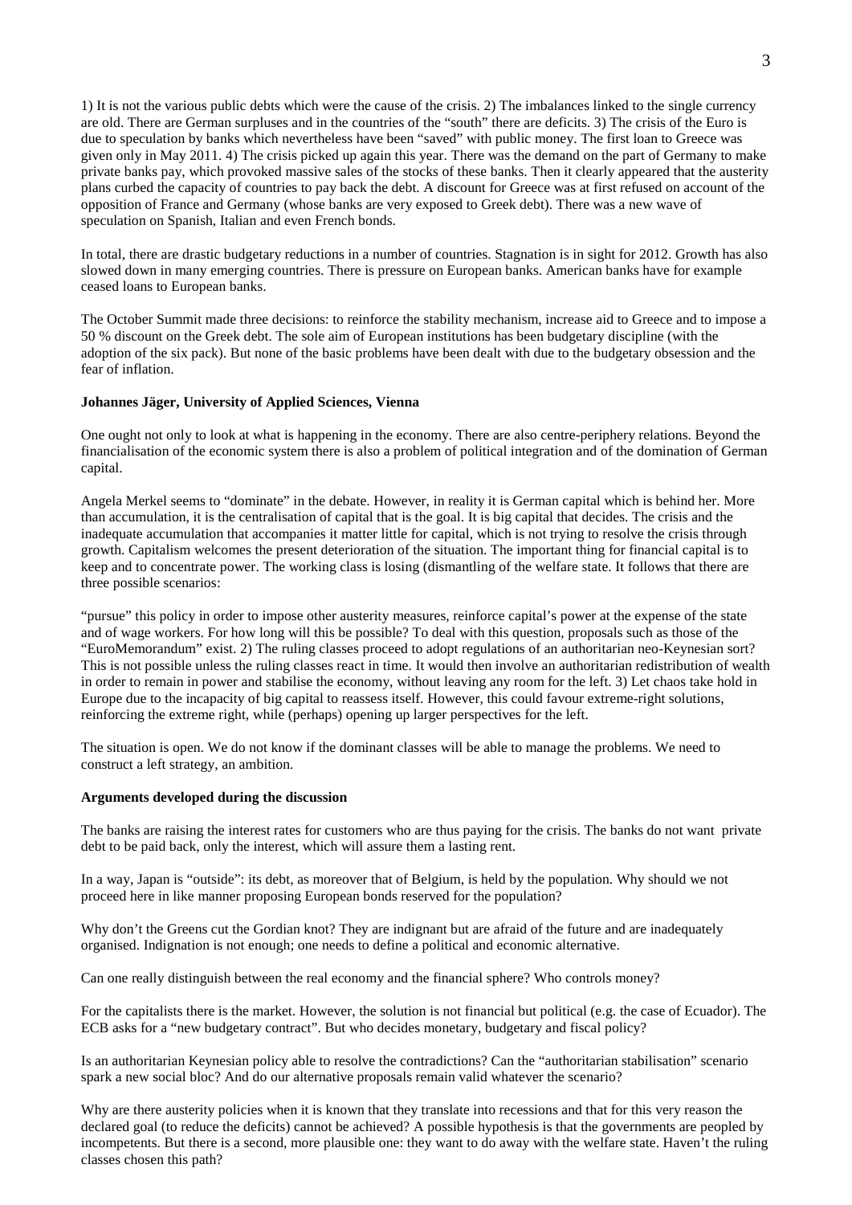1) It is not the various public debts which were the cause of the crisis. 2) The imbalances linked to the single currency are old. There are German surpluses and in the countries of the "south" there are deficits. 3) The crisis of the Euro is due to speculation by banks which nevertheless have been "saved" with public money. The first loan to Greece was given only in May 2011. 4) The crisis picked up again this year. There was the demand on the part of Germany to make private banks pay, which provoked massive sales of the stocks of these banks. Then it clearly appeared that the austerity plans curbed the capacity of countries to pay back the debt. A discount for Greece was at first refused on account of the opposition of France and Germany (whose banks are very exposed to Greek debt). There was a new wave of speculation on Spanish, Italian and even French bonds.

In total, there are drastic budgetary reductions in a number of countries. Stagnation is in sight for 2012. Growth has also slowed down in many emerging countries. There is pressure on European banks. American banks have for example ceased loans to European banks.

The October Summit made three decisions: to reinforce the stability mechanism, increase aid to Greece and to impose a 50 % discount on the Greek debt. The sole aim of European institutions has been budgetary discipline (with the adoption of the six pack). But none of the basic problems have been dealt with due to the budgetary obsession and the fear of inflation.

**Johannes Jäger, University of Applied Sciences, Vienna**

One ought not only to look at what is happening in the economy. There are also centre-periphery relations. Beyond the financialisation of the economic system there is also a problem of political integration and of the domination of German capital.

Angela Merkel seems to "dominate" in the debate. However, in reality it is German capital which is behind her. More than accumulation, it is the centralisation of capital that is the goal. It is big capital that decides. The crisis and the inadequate accumulation that accompanies it matter little for capital, which is not trying to resolve the crisis through growth. Capitalism welcomes the present deterioration of the situation. The important thing for financial capital is to keep and to concentrate power. The working class is losing (dismantling of the welfare state. It follows that there are three possible scenarios:

"pursue" this policy in order to impose other austerity measures, reinforce capital's power at the expense of the state and of wage workers. For how long will this be possible? To deal with this question, proposals such as those of the "EuroMemorandum" exist. 2) The ruling classes proceed to adopt regulations of an authoritarian neo-Keynesian sort? This is not possible unless the ruling classes react in time. It would then involve an authoritarian redistribution of wealth in order to remain in power and stabilise the economy, without leaving any room for the left. 3) Let chaos take hold in Europe due to the incapacity of big capital to reassess itself. However, this could favour extreme-right solutions, reinforcing the extreme right, while (perhaps) opening up larger perspectives for the left.

The situation is open. We do not know if the dominant classes will be able to manage the problems. We need to construct a left strategy, an ambition.

**Arguments developed during the discussion**

The banks are raising the interest rates for customers who are thus paying for the crisis. The banks do not want private debt to be paid back, only the interest, which will assure them a lasting rent.

In a way, Japan is "outside": its debt, as moreover that of Belgium, is held by the population. Why should we not proceed here in like manner proposing European bonds reserved for the population?

Why don't the Greens cut the Gordian knot? They are indignant but are afraid of the future and are inadequately organised. Indignation is not enough; one needs to define a political and economic alternative.

Can one really distinguish between the real economy and the financial sphere? Who controls money?

For the capitalists there is the market. However, the solution is not financial but political (e.g. the case of Ecuador). The ECB asks for a "new budgetary contract". But who decides monetary, budgetary and fiscal policy?

Is an authoritarian Keynesian policy able to resolve the contradictions? Can the "authoritarian stabilisation" scenario spark a new social bloc? And do our alternative proposals remain valid whatever the scenario?

Why are there austerity policies when it is known that they translate into recessions and that for this very reason the declared goal (to reduce the deficits) cannot be achieved? A possible hypothesis is that the governments are peopled by incompetents. But there is a second, more plausible one: they want to do away with the welfare state. Haven't the ruling classes chosen this path?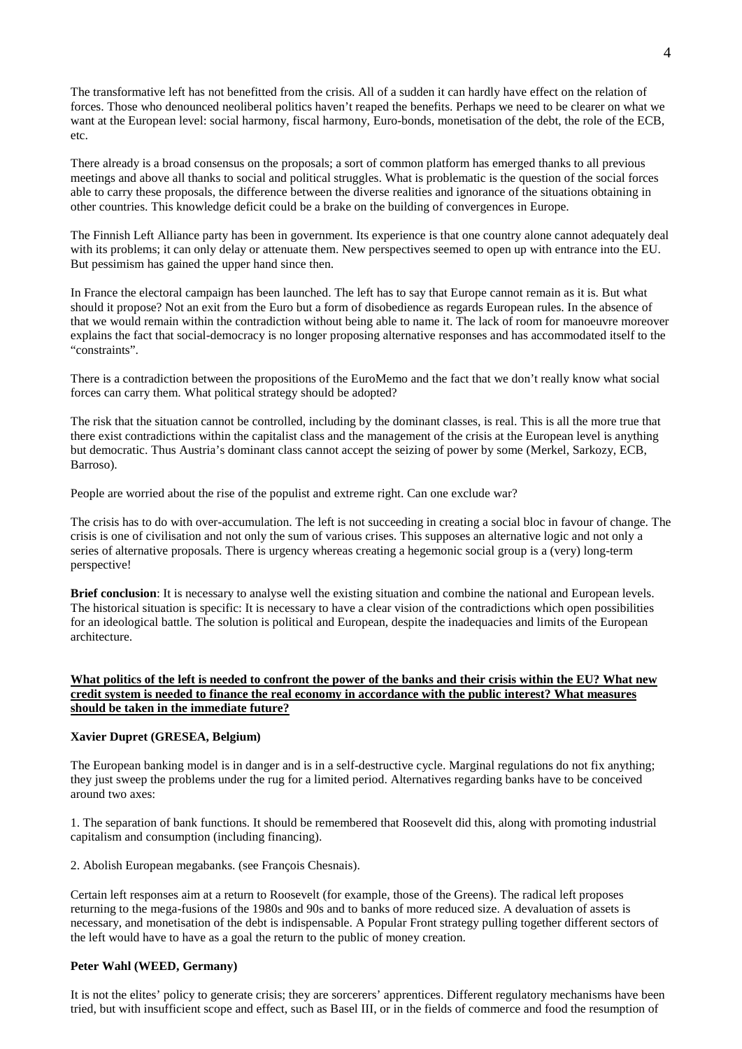The transformative left has not benefitted from the crisis. All of a sudden it can hardly have effect on the relation of forces. Those who denounced neoliberal politics haven't reaped the benefits. Perhaps we need to be clearer on what we want at the European level: social harmony, fiscal harmony, Euro-bonds, monetisation of the debt, the role of the ECB, etc.

There already is a broad consensus on the proposals; a sort of common platform has emerged thanks to all previous meetings and above all thanks to social and political struggles. What is problematic is the question of the social forces able to carry these proposals, the difference between the diverse realities and ignorance of the situations obtaining in other countries. This knowledge deficit could be a brake on the building of convergences in Europe.

The Finnish Left Alliance party has been in government. Its experience is that one country alone cannot adequately deal with its problems; it can only delay or attenuate them. New perspectives seemed to open up with entrance into the EU. But pessimism has gained the upper hand since then.

In France the electoral campaign has been launched. The left has to say that Europe cannot remain as it is. But what should it propose? Not an exit from the Euro but a form of disobedience as regards European rules. In the absence of that we would remain within the contradiction without being able to name it. The lack of room for manoeuvre moreover explains the fact that social-democracy is no longer proposing alternative responses and has accommodated itself to the "constraints".

There is a contradiction between the propositions of the EuroMemo and the fact that we don't really know what social forces can carry them. What political strategy should be adopted?

The risk that the situation cannot be controlled, including by the dominant classes, is real. This is all the more true that there exist contradictions within the capitalist class and the management of the crisis at the European level is anything but democratic. Thus Austria's dominant class cannot accept the seizing of power by some (Merkel, Sarkozy, ECB, Barroso).

People are worried about the rise of the populist and extreme right. Can one exclude war?

The crisis has to do with over-accumulation. The left is not succeeding in creating a social bloc in favour of change. The crisis is one of civilisation and not only the sum of various crises. This supposes an alternative logic and not only a series of alternative proposals. There is urgency whereas creating a hegemonic social group is a (very) long-term perspective!

**Brief conclusion**: It is necessary to analyse well the existing situation and combine the national and European levels. The historical situation is specific: It is necessary to have a clear vision of the contradictions which open possibilities for an ideological battle. The solution is political and European, despite the inadequacies and limits of the European architecture.

## What politics of the left is needed to confront the power of the banks and their crisis within the EU? What new credit system is needed to finance the real economy in accordance with the public interest? What measures should be taken in the immediate future?

**Xavier Dupret (GRESEA, Belgium)**

The European banking model is in danger and is in a self-destructive cycle. Marginal regulations do not fix anything; they just sweep the problems under the rug for a limited period. Alternatives regarding banks have to be conceived around two axes:

1. The separation of bank functions. It should be remembered that Roosevelt did this, along with promoting industrial capitalism and consumption (including financing).

2. Abolish European megabanks. (see François Chesnais).

Certain left responses aim at a return to Roosevelt (for example, those of the Greens). The radical left proposes returning to the mega-fusions of the 1980s and 90s and to banks of more reduced size. A devaluation of assets is necessary, and monetisation of the debt is indispensable. A Popular Front strategy pulling together different sectors of the left would have to have as a goal the return to the public of money creation.

**Peter Wahl (WEED, Germany)**

It is not the elites' policy to generate crisis; they are sorcerers' apprentices. Different regulatory mechanisms have been tried, but with insufficient scope and effect, such as Basel III, or in the fields of commerce and food the resumption of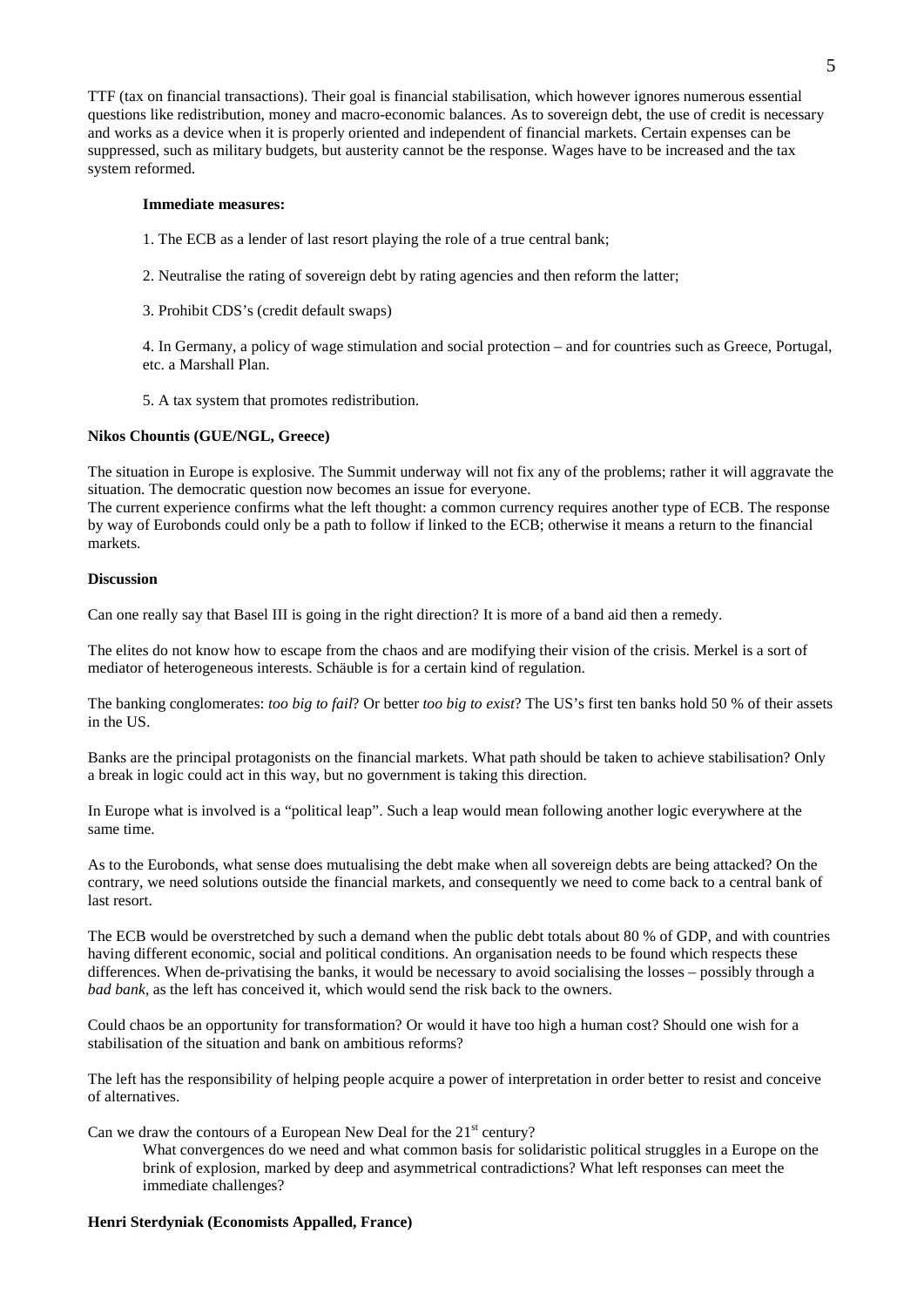TTF (tax on financial transactions). Their goal is financial stabilisation, which however ignores numerous essential questions like redistribution, money and macro-economic balances. As to sovereign debt, the use of credit is necessary and works as a device when it is properly oriented and independent of financial markets. Certain expenses can be suppressed, such as military budgets, but austerity cannot be the response. Wages have to be increased and the tax system reformed.

**Immediate measures:**

1. The ECB as a lender of last resort playing the role of a true central bank;

2. Neutralise the rating of sovereign debt by rating agencies and then reform the latter;

3. Prohibit CDS's (credit default swaps)

4. In Germany, a policy of wage stimulation and social protection – and for countries such as Greece, Portugal, etc. a Marshall Plan.

5. A tax system that promotes redistribution.

**Nikos Chountis (GUE/NGL, Greece)**

The situation in Europe is explosive. The Summit underway will not fix any of the problems; rather it will aggravate the situation. The democratic question now becomes an issue for everyone.
The current experience confirms what the left thought: a common currency requires another type of ECB. The response by way of Eurobonds could only be a path to follow if linked to the ECB; otherwise it means a return to the financial markets.

**Discussion**

Can one really say that Basel III is going in the right direction? It is more of a band aid then a remedy.

The elites do not know how to escape from the chaos and are modifying their vision of the crisis. Merkel is a sort of mediator of heterogeneous interests. Schäuble is for a certain kind of regulation.

The banking conglomerates: *too big to fail*? Or better *too big to exist*? The US's first ten banks hold 50 % of their assets in the US.

Banks are the principal protagonists on the financial markets. What path should be taken to achieve stabilisation? Only a break in logic could act in this way, but no government is taking this direction.

In Europe what is involved is a "political leap". Such a leap would mean following another logic everywhere at the same time.

As to the Eurobonds, what sense does mutualising the debt make when all sovereign debts are being attacked? On the contrary, we need solutions outside the financial markets, and consequently we need to come back to a central bank of last resort.

The ECB would be overstretched by such a demand when the public debt totals about 80 % of GDP, and with countries having different economic, social and political conditions. An organisation needs to be found which respects these differences. When de-privatising the banks, it would be necessary to avoid socialising the losses – possibly through a *bad bank*, as the left has conceived it, which would send the risk back to the owners.

Could chaos be an opportunity for transformation? Or would it have too high a human cost? Should one wish for a stabilisation of the situation and bank on ambitious reforms?

The left has the responsibility of helping people acquire a power of interpretation in order better to resist and conceive of alternatives.

Can we draw the contours of a European New Deal for the 21st century?

What convergences do we need and what common basis for solidaristic political struggles in a Europe on the brink of explosion, marked by deep and asymmetrical contradictions? What left responses can meet the immediate challenges?

**Henri Sterdyniak (Economists Appalled, France)**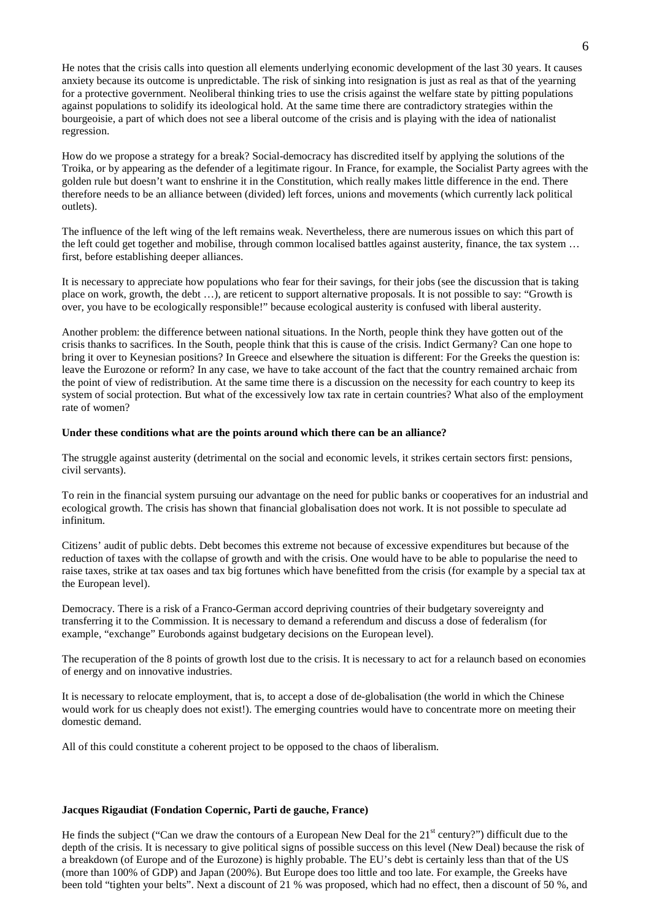He notes that the crisis calls into question all elements underlying economic development of the last 30 years. It causes anxiety because its outcome is unpredictable. The risk of sinking into resignation is just as real as that of the yearning for a protective government. Neoliberal thinking tries to use the crisis against the welfare state by pitting populations against populations to solidify its ideological hold. At the same time there are contradictory strategies within the bourgeoisie, a part of which does not see a liberal outcome of the crisis and is playing with the idea of nationalist regression.

How do we propose a strategy for a break? Social-democracy has discredited itself by applying the solutions of the Troika, or by appearing as the defender of a legitimate rigour. In France, for example, the Socialist Party agrees with the golden rule but doesn't want to enshrine it in the Constitution, which really makes little difference in the end. There therefore needs to be an alliance between (divided) left forces, unions and movements (which currently lack political outlets).

The influence of the left wing of the left remains weak. Nevertheless, there are numerous issues on which this part of the left could get together and mobilise, through common localised battles against austerity, finance, the tax system … first, before establishing deeper alliances.

It is necessary to appreciate how populations who fear for their savings, for their jobs (see the discussion that is taking place on work, growth, the debt …), are reticent to support alternative proposals. It is not possible to say: "Growth is over, you have to be ecologically responsible!" because ecological austerity is confused with liberal austerity.

Another problem: the difference between national situations. In the North, people think they have gotten out of the crisis thanks to sacrifices. In the South, people think that this is cause of the crisis. Indict Germany? Can one hope to bring it over to Keynesian positions? In Greece and elsewhere the situation is different: For the Greeks the question is: leave the Eurozone or reform? In any case, we have to take account of the fact that the country remained archaic from the point of view of redistribution. At the same time there is a discussion on the necessity for each country to keep its system of social protection. But what of the excessively low tax rate in certain countries? What also of the employment rate of women?

**Under these conditions what are the points around which there can be an alliance?**

The struggle against austerity (detrimental on the social and economic levels, it strikes certain sectors first: pensions, civil servants).

To rein in the financial system pursuing our advantage on the need for public banks or cooperatives for an industrial and ecological growth. The crisis has shown that financial globalisation does not work. It is not possible to speculate ad infinitum.

Citizens' audit of public debts. Debt becomes this extreme not because of excessive expenditures but because of the reduction of taxes with the collapse of growth and with the crisis. One would have to be able to popularise the need to raise taxes, strike at tax oases and tax big fortunes which have benefitted from the crisis (for example by a special tax at the European level).

Democracy. There is a risk of a Franco-German accord depriving countries of their budgetary sovereignty and transferring it to the Commission. It is necessary to demand a referendum and discuss a dose of federalism (for example, "exchange" Eurobonds against budgetary decisions on the European level).

The recuperation of the 8 points of growth lost due to the crisis. It is necessary to act for a relaunch based on economies of energy and on innovative industries.

It is necessary to relocate employment, that is, to accept a dose of de-globalisation (the world in which the Chinese would work for us cheaply does not exist!). The emerging countries would have to concentrate more on meeting their domestic demand.

All of this could constitute a coherent project to be opposed to the chaos of liberalism.

**Jacques Rigaudiat (Fondation Copernic, Parti de gauche, France)**

He finds the subject ("Can we draw the contours of a European New Deal for the 21st century?") difficult due to the depth of the crisis. It is necessary to give political signs of possible success on this level (New Deal) because the risk of a breakdown (of Europe and of the Eurozone) is highly probable. The EU's debt is certainly less than that of the US (more than 100% of GDP) and Japan (200%). But Europe does too little and too late. For example, the Greeks have been told "tighten your belts". Next a discount of 21 % was proposed, which had no effect, then a discount of 50 %, and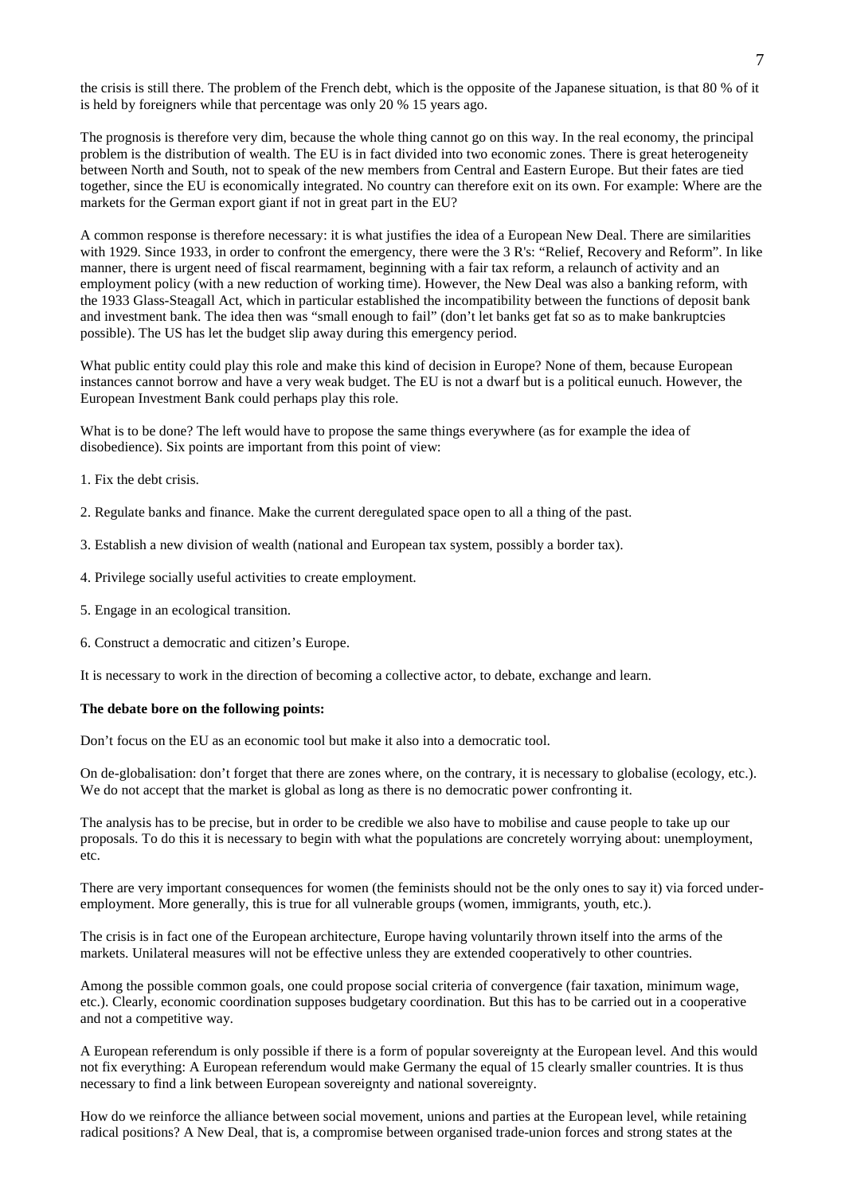the crisis is still there. The problem of the French debt, which is the opposite of the Japanese situation, is that 80 % of it is held by foreigners while that percentage was only 20 % 15 years ago.

The prognosis is therefore very dim, because the whole thing cannot go on this way. In the real economy, the principal problem is the distribution of wealth. The EU is in fact divided into two economic zones. There is great heterogeneity between North and South, not to speak of the new members from Central and Eastern Europe. But their fates are tied together, since the EU is economically integrated. No country can therefore exit on its own. For example: Where are the markets for the German export giant if not in great part in the EU?

A common response is therefore necessary: it is what justifies the idea of a European New Deal. There are similarities with 1929. Since 1933, in order to confront the emergency, there were the 3 R's: "Relief, Recovery and Reform". In like manner, there is urgent need of fiscal rearmament, beginning with a fair tax reform, a relaunch of activity and an employment policy (with a new reduction of working time). However, the New Deal was also a banking reform, with the 1933 Glass-Steagall Act, which in particular established the incompatibility between the functions of deposit bank and investment bank. The idea then was "small enough to fail" (don't let banks get fat so as to make bankruptcies possible). The US has let the budget slip away during this emergency period.

What public entity could play this role and make this kind of decision in Europe? None of them, because European instances cannot borrow and have a very weak budget. The EU is not a dwarf but is a political eunuch. However, the European Investment Bank could perhaps play this role.

What is to be done? The left would have to propose the same things everywhere (as for example the idea of disobedience). Six points are important from this point of view:

1. Fix the debt crisis.

2. Regulate banks and finance. Make the current deregulated space open to all a thing of the past.

3. Establish a new division of wealth (national and European tax system, possibly a border tax).

4. Privilege socially useful activities to create employment.

5. Engage in an ecological transition.

6. Construct a democratic and citizen's Europe.

It is necessary to work in the direction of becoming a collective actor, to debate, exchange and learn.

**The debate bore on the following points:**

Don't focus on the EU as an economic tool but make it also into a democratic tool.

On de-globalisation: don't forget that there are zones where, on the contrary, it is necessary to globalise (ecology, etc.). We do not accept that the market is global as long as there is no democratic power confronting it.

The analysis has to be precise, but in order to be credible we also have to mobilise and cause people to take up our proposals. To do this it is necessary to begin with what the populations are concretely worrying about: unemployment, etc.

There are very important consequences for women (the feminists should not be the only ones to say it) via forced under-employment. More generally, this is true for all vulnerable groups (women, immigrants, youth, etc.).

The crisis is in fact one of the European architecture, Europe having voluntarily thrown itself into the arms of the markets. Unilateral measures will not be effective unless they are extended cooperatively to other countries.

Among the possible common goals, one could propose social criteria of convergence (fair taxation, minimum wage, etc.). Clearly, economic coordination supposes budgetary coordination. But this has to be carried out in a cooperative and not a competitive way.

A European referendum is only possible if there is a form of popular sovereignty at the European level. And this would not fix everything: A European referendum would make Germany the equal of 15 clearly smaller countries. It is thus necessary to find a link between European sovereignty and national sovereignty.

How do we reinforce the alliance between social movement, unions and parties at the European level, while retaining radical positions? A New Deal, that is, a compromise between organised trade-union forces and strong states at the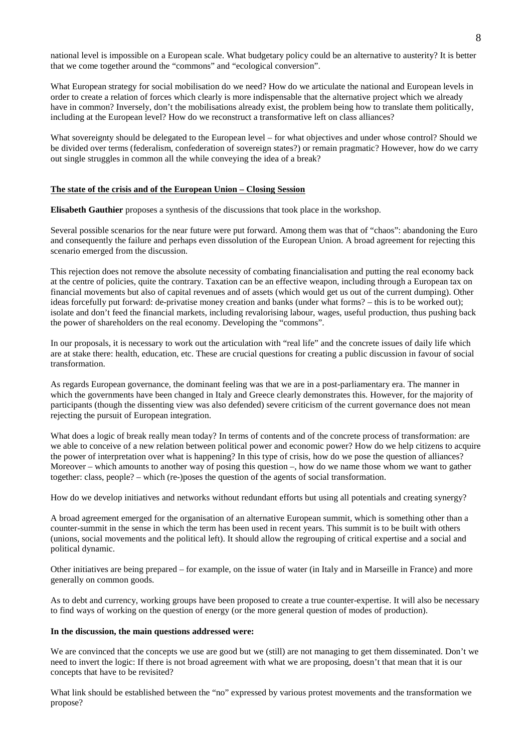national level is impossible on a European scale. What budgetary policy could be an alternative to austerity? It is better that we come together around the "commons" and "ecological conversion".

What European strategy for social mobilisation do we need? How do we articulate the national and European levels in order to create a relation of forces which clearly is more indispensable that the alternative project which we already have in common? Inversely, don't the mobilisations already exist, the problem being how to translate them politically, including at the European level? How do we reconstruct a transformative left on class alliances?

What sovereignty should be delegated to the European level – for what objectives and under whose control? Should we be divided over terms (federalism, confederation of sovereign states?) or remain pragmatic? However, how do we carry out single struggles in common all the while conveying the idea of a break?

## The state of the crisis and of the European Union – Closing Session

**Elisabeth Gauthier** proposes a synthesis of the discussions that took place in the workshop.

Several possible scenarios for the near future were put forward. Among them was that of "chaos": abandoning the Euro and consequently the failure and perhaps even dissolution of the European Union. A broad agreement for rejecting this scenario emerged from the discussion.

This rejection does not remove the absolute necessity of combating financialisation and putting the real economy back at the centre of policies, quite the contrary. Taxation can be an effective weapon, including through a European tax on financial movements but also of capital revenues and of assets (which would get us out of the current dumping). Other ideas forcefully put forward: de-privatise money creation and banks (under what forms? – this is to be worked out); isolate and don't feed the financial markets, including revalorising labour, wages, useful production, thus pushing back the power of shareholders on the real economy. Developing the "commons".

In our proposals, it is necessary to work out the articulation with "real life" and the concrete issues of daily life which are at stake there: health, education, etc. These are crucial questions for creating a public discussion in favour of social transformation.

As regards European governance, the dominant feeling was that we are in a post-parliamentary era. The manner in which the governments have been changed in Italy and Greece clearly demonstrates this. However, for the majority of participants (though the dissenting view was also defended) severe criticism of the current governance does not mean rejecting the pursuit of European integration.

What does a logic of break really mean today? In terms of contents and of the concrete process of transformation: are we able to conceive of a new relation between political power and economic power? How do we help citizens to acquire the power of interpretation over what is happening? In this type of crisis, how do we pose the question of alliances? Moreover – which amounts to another way of posing this question –, how do we name those whom we want to gather together: class, people? – which (re-)poses the question of the agents of social transformation.

How do we develop initiatives and networks without redundant efforts but using all potentials and creating synergy?

A broad agreement emerged for the organisation of an alternative European summit, which is something other than a counter-summit in the sense in which the term has been used in recent years. This summit is to be built with others (unions, social movements and the political left). It should allow the regrouping of critical expertise and a social and political dynamic.

Other initiatives are being prepared – for example, on the issue of water (in Italy and in Marseille in France) and more generally on common goods.

As to debt and currency, working groups have been proposed to create a true counter-expertise. It will also be necessary to find ways of working on the question of energy (or the more general question of modes of production).

**In the discussion, the main questions addressed were:**

We are convinced that the concepts we use are good but we (still) are not managing to get them disseminated. Don't we need to invert the logic: If there is not broad agreement with what we are proposing, doesn't that mean that it is our concepts that have to be revisited?

What link should be established between the "no" expressed by various protest movements and the transformation we propose?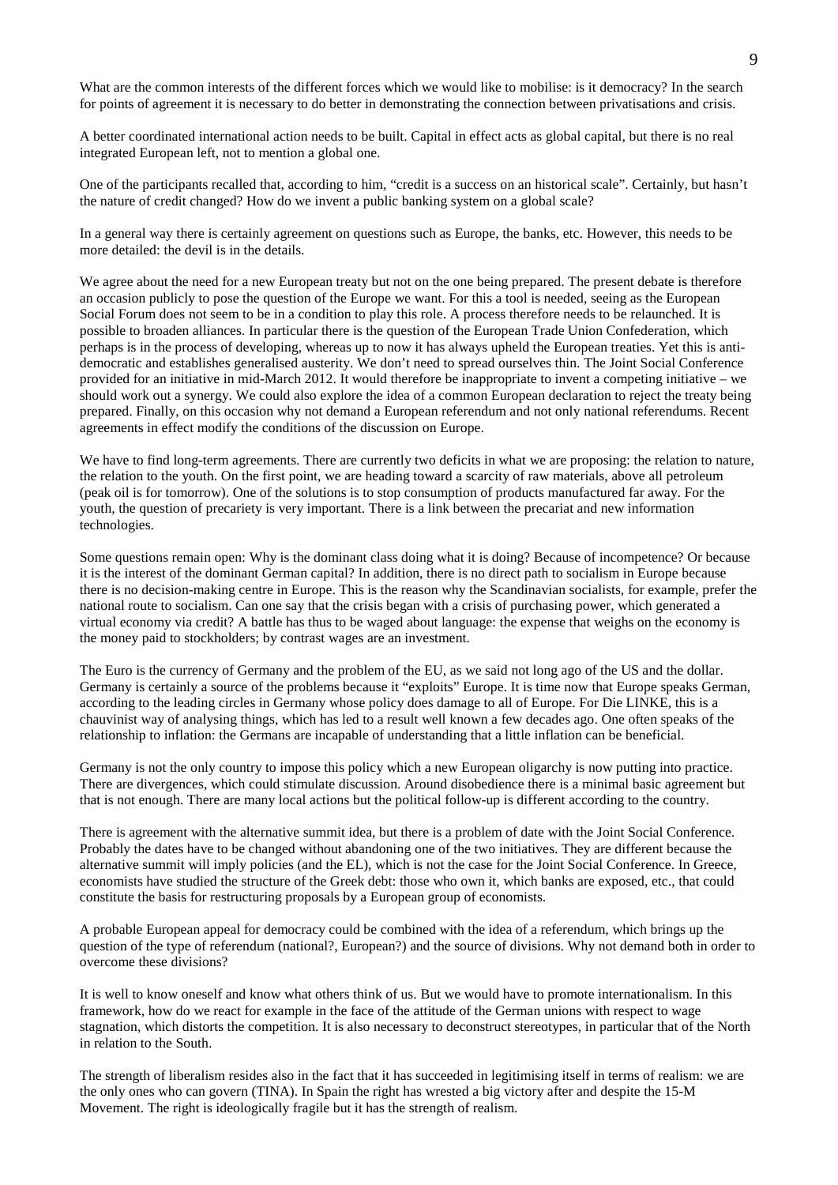What are the common interests of the different forces which we would like to mobilise: is it democracy? In the search for points of agreement it is necessary to do better in demonstrating the connection between privatisations and crisis.

A better coordinated international action needs to be built. Capital in effect acts as global capital, but there is no real integrated European left, not to mention a global one.

One of the participants recalled that, according to him, "credit is a success on an historical scale". Certainly, but hasn't the nature of credit changed? How do we invent a public banking system on a global scale?

In a general way there is certainly agreement on questions such as Europe, the banks, etc. However, this needs to be more detailed: the devil is in the details.

We agree about the need for a new European treaty but not on the one being prepared. The present debate is therefore an occasion publicly to pose the question of the Europe we want. For this a tool is needed, seeing as the European Social Forum does not seem to be in a condition to play this role. A process therefore needs to be relaunched. It is possible to broaden alliances. In particular there is the question of the European Trade Union Confederation, which perhaps is in the process of developing, whereas up to now it has always upheld the European treaties. Yet this is anti-democratic and establishes generalised austerity. We don't need to spread ourselves thin. The Joint Social Conference provided for an initiative in mid-March 2012. It would therefore be inappropriate to invent a competing initiative – we should work out a synergy. We could also explore the idea of a common European declaration to reject the treaty being prepared. Finally, on this occasion why not demand a European referendum and not only national referendums. Recent agreements in effect modify the conditions of the discussion on Europe.

We have to find long-term agreements. There are currently two deficits in what we are proposing: the relation to nature, the relation to the youth. On the first point, we are heading toward a scarcity of raw materials, above all petroleum (peak oil is for tomorrow). One of the solutions is to stop consumption of products manufactured far away. For the youth, the question of precariety is very important. There is a link between the precariat and new information technologies.

Some questions remain open: Why is the dominant class doing what it is doing? Because of incompetence? Or because it is the interest of the dominant German capital? In addition, there is no direct path to socialism in Europe because there is no decision-making centre in Europe. This is the reason why the Scandinavian socialists, for example, prefer the national route to socialism. Can one say that the crisis began with a crisis of purchasing power, which generated a virtual economy via credit? A battle has thus to be waged about language: the expense that weighs on the economy is the money paid to stockholders; by contrast wages are an investment.

The Euro is the currency of Germany and the problem of the EU, as we said not long ago of the US and the dollar. Germany is certainly a source of the problems because it "exploits" Europe. It is time now that Europe speaks German, according to the leading circles in Germany whose policy does damage to all of Europe. For Die LINKE, this is a chauvinist way of analysing things, which has led to a result well known a few decades ago. One often speaks of the relationship to inflation: the Germans are incapable of understanding that a little inflation can be beneficial.

Germany is not the only country to impose this policy which a new European oligarchy is now putting into practice. There are divergences, which could stimulate discussion. Around disobedience there is a minimal basic agreement but that is not enough. There are many local actions but the political follow-up is different according to the country.

There is agreement with the alternative summit idea, but there is a problem of date with the Joint Social Conference. Probably the dates have to be changed without abandoning one of the two initiatives. They are different because the alternative summit will imply policies (and the EL), which is not the case for the Joint Social Conference. In Greece, economists have studied the structure of the Greek debt: those who own it, which banks are exposed, etc., that could constitute the basis for restructuring proposals by a European group of economists.

A probable European appeal for democracy could be combined with the idea of a referendum, which brings up the question of the type of referendum (national?, European?) and the source of divisions. Why not demand both in order to overcome these divisions?

It is well to know oneself and know what others think of us. But we would have to promote internationalism. In this framework, how do we react for example in the face of the attitude of the German unions with respect to wage stagnation, which distorts the competition. It is also necessary to deconstruct stereotypes, in particular that of the North in relation to the South.

The strength of liberalism resides also in the fact that it has succeeded in legitimising itself in terms of realism: we are the only ones who can govern (TINA). In Spain the right has wrested a big victory after and despite the 15-M Movement. The right is ideologically fragile but it has the strength of realism.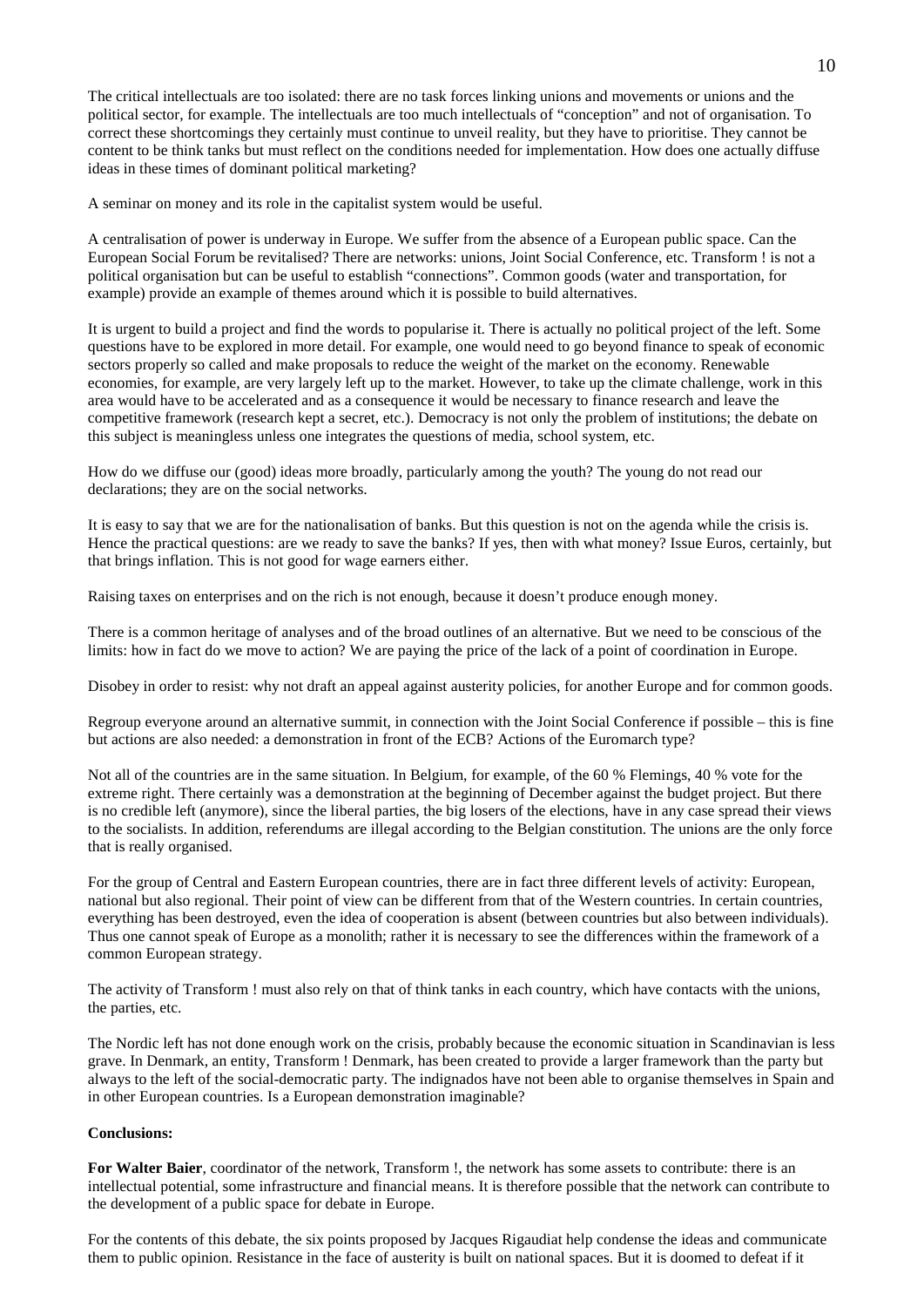The critical intellectuals are too isolated: there are no task forces linking unions and movements or unions and the political sector, for example. The intellectuals are too much intellectuals of "conception" and not of organisation. To correct these shortcomings they certainly must continue to unveil reality, but they have to prioritise. They cannot be content to be think tanks but must reflect on the conditions needed for implementation. How does one actually diffuse ideas in these times of dominant political marketing?

A seminar on money and its role in the capitalist system would be useful.

A centralisation of power is underway in Europe. We suffer from the absence of a European public space. Can the European Social Forum be revitalised? There are networks: unions, Joint Social Conference, etc. Transform ! is not a political organisation but can be useful to establish "connections". Common goods (water and transportation, for example) provide an example of themes around which it is possible to build alternatives.

It is urgent to build a project and find the words to popularise it. There is actually no political project of the left. Some questions have to be explored in more detail. For example, one would need to go beyond finance to speak of economic sectors properly so called and make proposals to reduce the weight of the market on the economy. Renewable economies, for example, are very largely left up to the market. However, to take up the climate challenge, work in this area would have to be accelerated and as a consequence it would be necessary to finance research and leave the competitive framework (research kept a secret, etc.). Democracy is not only the problem of institutions; the debate on this subject is meaningless unless one integrates the questions of media, school system, etc.

How do we diffuse our (good) ideas more broadly, particularly among the youth? The young do not read our declarations; they are on the social networks.

It is easy to say that we are for the nationalisation of banks. But this question is not on the agenda while the crisis is. Hence the practical questions: are we ready to save the banks? If yes, then with what money? Issue Euros, certainly, but that brings inflation. This is not good for wage earners either.

Raising taxes on enterprises and on the rich is not enough, because it doesn't produce enough money.

There is a common heritage of analyses and of the broad outlines of an alternative. But we need to be conscious of the limits: how in fact do we move to action? We are paying the price of the lack of a point of coordination in Europe.

Disobey in order to resist: why not draft an appeal against austerity policies, for another Europe and for common goods.

Regroup everyone around an alternative summit, in connection with the Joint Social Conference if possible – this is fine but actions are also needed: a demonstration in front of the ECB? Actions of the Euromarch type?

Not all of the countries are in the same situation. In Belgium, for example, of the 60 % Flemings, 40 % vote for the extreme right. There certainly was a demonstration at the beginning of December against the budget project. But there is no credible left (anymore), since the liberal parties, the big losers of the elections, have in any case spread their views to the socialists. In addition, referendums are illegal according to the Belgian constitution. The unions are the only force that is really organised.

For the group of Central and Eastern European countries, there are in fact three different levels of activity: European, national but also regional. Their point of view can be different from that of the Western countries. In certain countries, everything has been destroyed, even the idea of cooperation is absent (between countries but also between individuals). Thus one cannot speak of Europe as a monolith; rather it is necessary to see the differences within the framework of a common European strategy.

The activity of Transform ! must also rely on that of think tanks in each country, which have contacts with the unions, the parties, etc.

The Nordic left has not done enough work on the crisis, probably because the economic situation in Scandinavian is less grave. In Denmark, an entity, Transform ! Denmark, has been created to provide a larger framework than the party but always to the left of the social-democratic party. The indignados have not been able to organise themselves in Spain and in other European countries. Is a European demonstration imaginable?

**Conclusions:**

**For Walter Baier**, coordinator of the network, Transform !, the network has some assets to contribute: there is an intellectual potential, some infrastructure and financial means. It is therefore possible that the network can contribute to the development of a public space for debate in Europe.

For the contents of this debate, the six points proposed by Jacques Rigaudiat help condense the ideas and communicate them to public opinion. Resistance in the face of austerity is built on national spaces. But it is doomed to defeat if it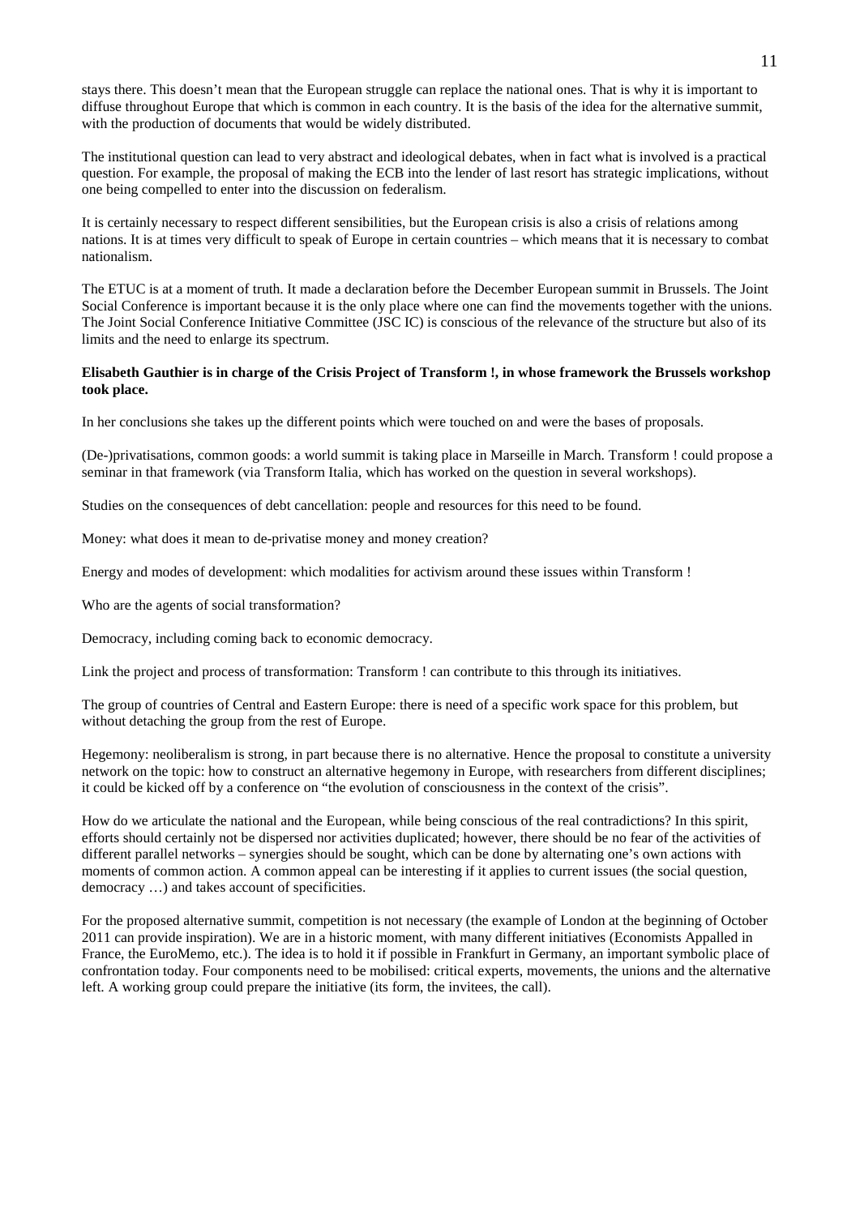stays there. This doesn't mean that the European struggle can replace the national ones. That is why it is important to diffuse throughout Europe that which is common in each country. It is the basis of the idea for the alternative summit, with the production of documents that would be widely distributed.

The institutional question can lead to very abstract and ideological debates, when in fact what is involved is a practical question. For example, the proposal of making the ECB into the lender of last resort has strategic implications, without one being compelled to enter into the discussion on federalism.

It is certainly necessary to respect different sensibilities, but the European crisis is also a crisis of relations among nations. It is at times very difficult to speak of Europe in certain countries – which means that it is necessary to combat nationalism.

The ETUC is at a moment of truth. It made a declaration before the December European summit in Brussels. The Joint Social Conference is important because it is the only place where one can find the movements together with the unions. The Joint Social Conference Initiative Committee (JSC IC) is conscious of the relevance of the structure but also of its limits and the need to enlarge its spectrum.

**Elisabeth Gauthier is in charge of the Crisis Project of Transform !, in whose framework the Brussels workshop took place.**

In her conclusions she takes up the different points which were touched on and were the bases of proposals.

(De-)privatisations, common goods: a world summit is taking place in Marseille in March. Transform ! could propose a seminar in that framework (via Transform Italia, which has worked on the question in several workshops).

Studies on the consequences of debt cancellation: people and resources for this need to be found.

Money: what does it mean to de-privatise money and money creation?

Energy and modes of development: which modalities for activism around these issues within Transform !

Who are the agents of social transformation?

Democracy, including coming back to economic democracy.

Link the project and process of transformation: Transform ! can contribute to this through its initiatives.

The group of countries of Central and Eastern Europe: there is need of a specific work space for this problem, but without detaching the group from the rest of Europe.

Hegemony: neoliberalism is strong, in part because there is no alternative. Hence the proposal to constitute a university network on the topic: how to construct an alternative hegemony in Europe, with researchers from different disciplines; it could be kicked off by a conference on "the evolution of consciousness in the context of the crisis".

How do we articulate the national and the European, while being conscious of the real contradictions? In this spirit, efforts should certainly not be dispersed nor activities duplicated; however, there should be no fear of the activities of different parallel networks – synergies should be sought, which can be done by alternating one's own actions with moments of common action. A common appeal can be interesting if it applies to current issues (the social question, democracy …) and takes account of specificities.

For the proposed alternative summit, competition is not necessary (the example of London at the beginning of October 2011 can provide inspiration). We are in a historic moment, with many different initiatives (Economists Appalled in France, the EuroMemo, etc.). The idea is to hold it if possible in Frankfurt in Germany, an important symbolic place of confrontation today. Four components need to be mobilised: critical experts, movements, the unions and the alternative left. A working group could prepare the initiative (its form, the invitees, the call).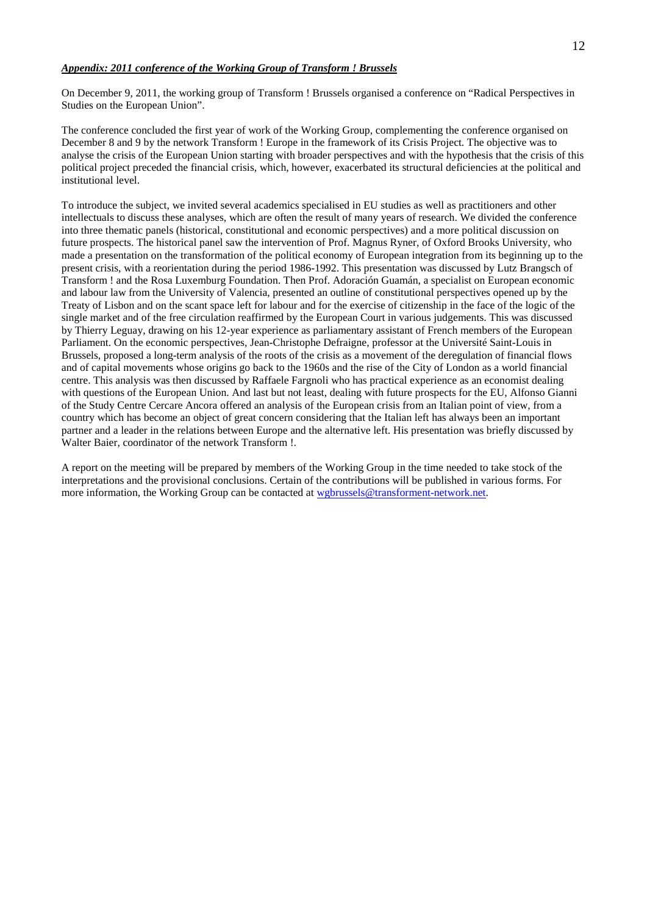***Appendix: 2011 conference of the Working Group of Transform ! Brussels***

On December 9, 2011, the working group of Transform ! Brussels organised a conference on "Radical Perspectives in Studies on the European Union".

The conference concluded the first year of work of the Working Group, complementing the conference organised on December 8 and 9 by the network Transform ! Europe in the framework of its Crisis Project. The objective was to analyse the crisis of the European Union starting with broader perspectives and with the hypothesis that the crisis of this political project preceded the financial crisis, which, however, exacerbated its structural deficiencies at the political and institutional level.

To introduce the subject, we invited several academics specialised in EU studies as well as practitioners and other intellectuals to discuss these analyses, which are often the result of many years of research. We divided the conference into three thematic panels (historical, constitutional and economic perspectives) and a more political discussion on future prospects. The historical panel saw the intervention of Prof. Magnus Ryner, of Oxford Brooks University, who made a presentation on the transformation of the political economy of European integration from its beginning up to the present crisis, with a reorientation during the period 1986-1992. This presentation was discussed by Lutz Brangsch of Transform ! and the Rosa Luxemburg Foundation. Then Prof. Adoración Guamán, a specialist on European economic and labour law from the University of Valencia, presented an outline of constitutional perspectives opened up by the Treaty of Lisbon and on the scant space left for labour and for the exercise of citizenship in the face of the logic of the single market and of the free circulation reaffirmed by the European Court in various judgements. This was discussed by Thierry Leguay, drawing on his 12-year experience as parliamentary assistant of French members of the European Parliament. On the economic perspectives, Jean-Christophe Defraigne, professor at the Université Saint-Louis in Brussels, proposed a long-term analysis of the roots of the crisis as a movement of the deregulation of financial flows and of capital movements whose origins go back to the 1960s and the rise of the City of London as a world financial centre. This analysis was then discussed by Raffaele Fargnoli who has practical experience as an economist dealing with questions of the European Union. And last but not least, dealing with future prospects for the EU, Alfonso Gianni of the Study Centre Cercare Ancora offered an analysis of the European crisis from an Italian point of view, from a country which has become an object of great concern considering that the Italian left has always been an important partner and a leader in the relations between Europe and the alternative left. His presentation was briefly discussed by Walter Baier, coordinator of the network Transform !.

A report on the meeting will be prepared by members of the Working Group in the time needed to take stock of the interpretations and the provisional conclusions. Certain of the contributions will be published in various forms. For more information, the Working Group can be contacted at wgbrussels@transforment-network.net.